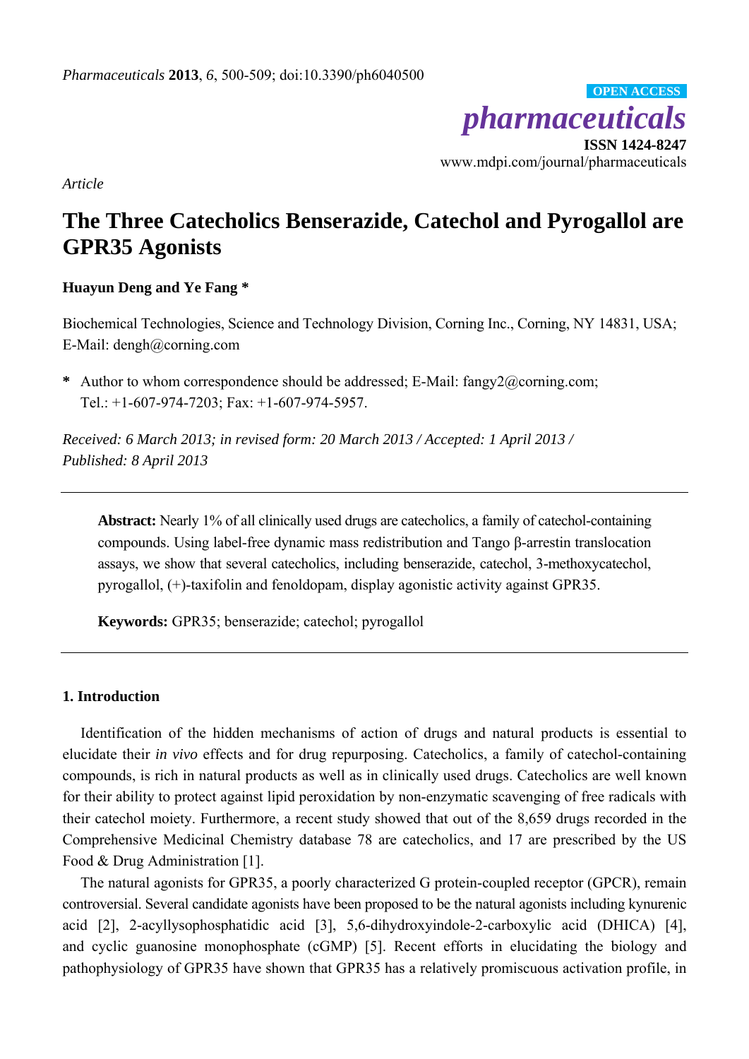*Pharmaceuticals* **2013**, *6*, 500-509; doi:10.3390/ph6040500

**OPEN ACCESS**

***pharmaceuticals***

**ISSN 1424-8247**

www.mdpi.com/journal/pharmaceuticals

*Article*

# The Three Catecholics Benserazide, Catechol and Pyrogallol are GPR35 Agonists

**Huayun Deng and Ye Fang \***

Biochemical Technologies, Science and Technology Division, Corning Inc., Corning, NY 14831, USA; E-Mail: dengh@corning.com

**\*** Author to whom correspondence should be addressed; E-Mail: fangy2@corning.com; Tel.: +1-607-974-7203; Fax: +1-607-974-5957.

*Received: 6 March 2013; in revised form: 20 March 2013 / Accepted: 1 April 2013 / Published: 8 April 2013*

---

**Abstract:** Nearly 1% of all clinically used drugs are catecholics, a family of catechol-containing compounds. Using label-free dynamic mass redistribution and Tango β-arrestin translocation assays, we show that several catecholics, including benserazide, catechol, 3-methoxycatechol, pyrogallol, (+)-taxifolin and fenoldopam, display agonistic activity against GPR35.

**Keywords:** GPR35; benserazide; catechol; pyrogallol

---

## 1. Introduction

Identification of the hidden mechanisms of action of drugs and natural products is essential to elucidate their *in vivo* effects and for drug repurposing. Catecholics, a family of catechol-containing compounds, is rich in natural products as well as in clinically used drugs. Catecholics are well known for their ability to protect against lipid peroxidation by non-enzymatic scavenging of free radicals with their catechol moiety. Furthermore, a recent study showed that out of the 8,659 drugs recorded in the Comprehensive Medicinal Chemistry database 78 are catecholics, and 17 are prescribed by the US Food & Drug Administration [1].

The natural agonists for GPR35, a poorly characterized G protein-coupled receptor (GPCR), remain controversial. Several candidate agonists have been proposed to be the natural agonists including kynurenic acid [2], 2-acyllysophosphatidic acid [3], 5,6-dihydroxyindole-2-carboxylic acid (DHICA) [4], and cyclic guanosine monophosphate (cGMP) [5]. Recent efforts in elucidating the biology and pathophysiology of GPR35 have shown that GPR35 has a relatively promiscuous activation profile, in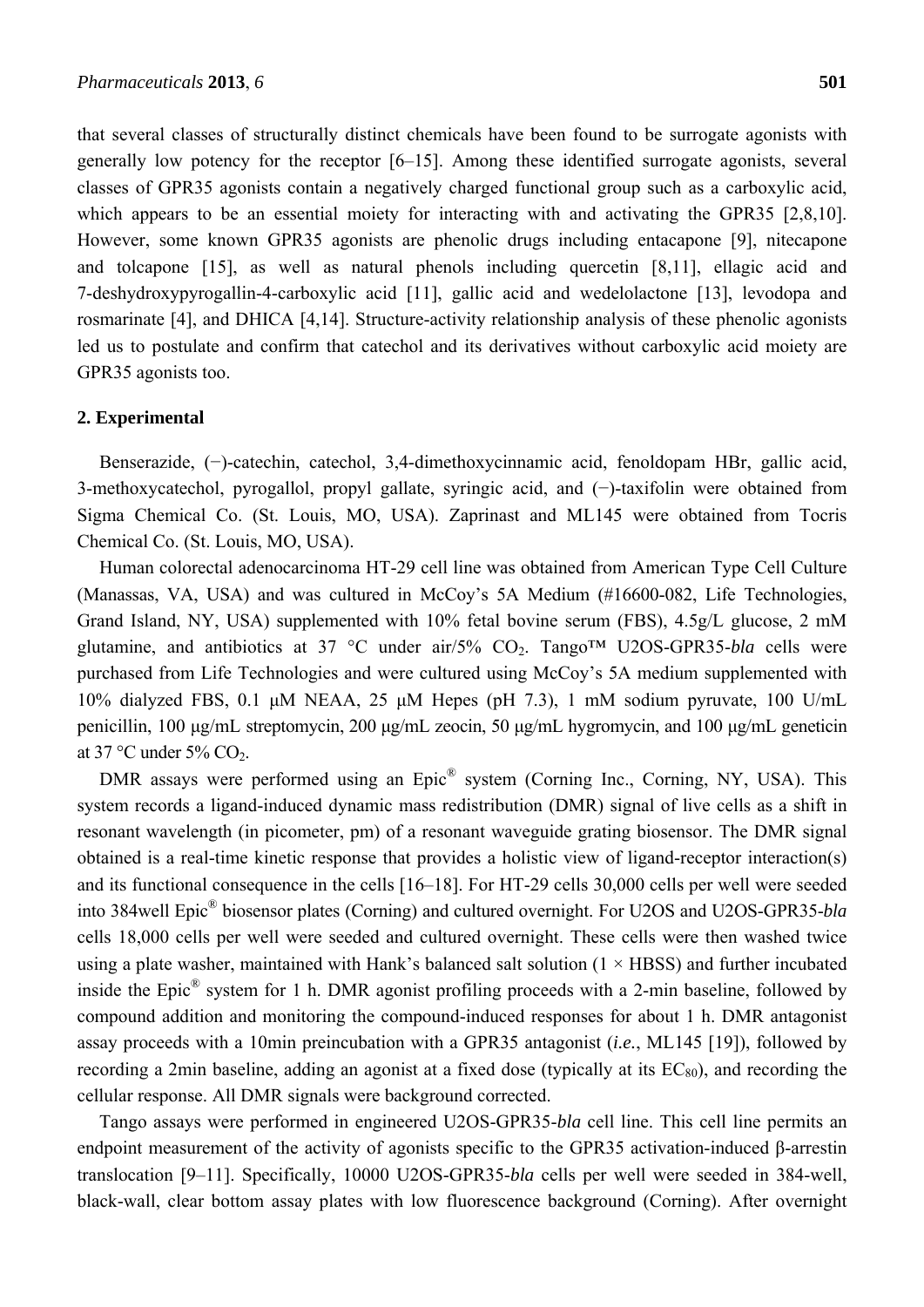that several classes of structurally distinct chemicals have been found to be surrogate agonists with generally low potency for the receptor [6–15]. Among these identified surrogate agonists, several classes of GPR35 agonists contain a negatively charged functional group such as a carboxylic acid, which appears to be an essential moiety for interacting with and activating the GPR35 [2,8,10]. However, some known GPR35 agonists are phenolic drugs including entacapone [9], nitecapone and tolcapone [15], as well as natural phenols including quercetin [8,11], ellagic acid and 7-deshydroxypyrogallin-4-carboxylic acid [11], gallic acid and wedelolactone [13], levodopa and rosmarinate [4], and DHICA [4,14]. Structure-activity relationship analysis of these phenolic agonists led us to postulate and confirm that catechol and its derivatives without carboxylic acid moiety are GPR35 agonists too.

## 2. Experimental

Benserazide, (−)-catechin, catechol, 3,4-dimethoxycinnamic acid, fenoldopam HBr, gallic acid, 3-methoxycatechol, pyrogallol, propyl gallate, syringic acid, and (−)-taxifolin were obtained from Sigma Chemical Co. (St. Louis, MO, USA). Zaprinast and ML145 were obtained from Tocris Chemical Co. (St. Louis, MO, USA).

Human colorectal adenocarcinoma HT-29 cell line was obtained from American Type Cell Culture (Manassas, VA, USA) and was cultured in McCoy's 5A Medium (#16600-082, Life Technologies, Grand Island, NY, USA) supplemented with 10% fetal bovine serum (FBS), 4.5g/L glucose, 2 mM glutamine, and antibiotics at 37 °C under air/5% $CO_2$. Tango™ U2OS-GPR35-*bla* cells were purchased from Life Technologies and were cultured using McCoy's 5A medium supplemented with 10% dialyzed FBS, 0.1 μM NEAA, 25 μM Hepes (pH 7.3), 1 mM sodium pyruvate, 100 U/mL penicillin, 100 μg/mL streptomycin, 200 μg/mL zeocin, 50 μg/mL hygromycin, and 100 μg/mL geneticin at 37 °C under 5% $CO_2$.

DMR assays were performed using an Epic® system (Corning Inc., Corning, NY, USA). This system records a ligand-induced dynamic mass redistribution (DMR) signal of live cells as a shift in resonant wavelength (in picometer, pm) of a resonant waveguide grating biosensor. The DMR signal obtained is a real-time kinetic response that provides a holistic view of ligand-receptor interaction(s) and its functional consequence in the cells [16–18]. For HT-29 cells 30,000 cells per well were seeded into 384well Epic® biosensor plates (Corning) and cultured overnight. For U2OS and U2OS-GPR35-*bla* cells 18,000 cells per well were seeded and cultured overnight. These cells were then washed twice using a plate washer, maintained with Hank's balanced salt solution (1 × HBSS) and further incubated inside the Epic® system for 1 h. DMR agonist profiling proceeds with a 2-min baseline, followed by compound addition and monitoring the compound-induced responses for about 1 h. DMR antagonist assay proceeds with a 10min preincubation with a GPR35 antagonist (*i.e.*, ML145 [19]), followed by recording a 2min baseline, adding an agonist at a fixed dose (typically at its $EC_{80}$), and recording the cellular response. All DMR signals were background corrected.

Tango assays were performed in engineered U2OS-GPR35-*bla* cell line. This cell line permits an endpoint measurement of the activity of agonists specific to the GPR35 activation-induced β-arrestin translocation [9–11]. Specifically, 10000 U2OS-GPR35-*bla* cells per well were seeded in 384-well, black-wall, clear bottom assay plates with low fluorescence background (Corning). After overnight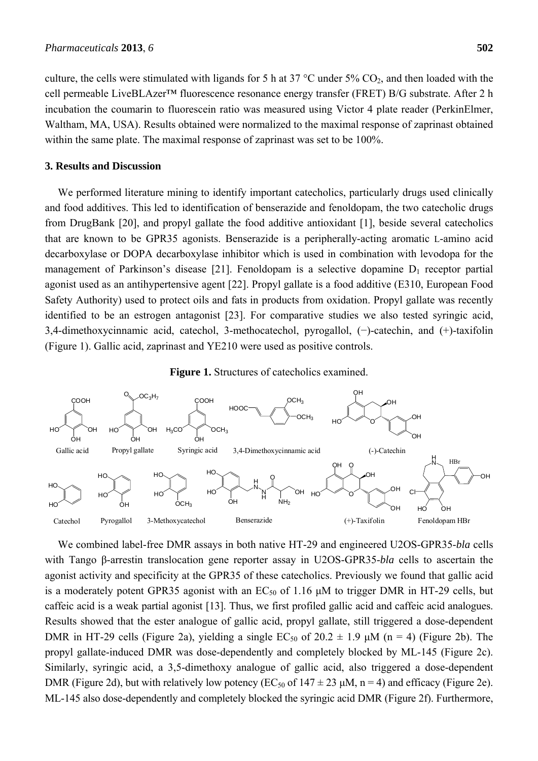culture, the cells were stimulated with ligands for 5 h at 37 °C under 5% $CO_2$, and then loaded with the cell permeable LiveBLAzer™ fluorescence resonance energy transfer (FRET) B/G substrate. After 2 h incubation the coumarin to fluorescein ratio was measured using Victor 4 plate reader (PerkinElmer, Waltham, MA, USA). Results obtained were normalized to the maximal response of zaprinast obtained within the same plate. The maximal response of zaprinast was set to be 100%.

## 3. Results and Discussion

We performed literature mining to identify important catecholics, particularly drugs used clinically and food additives. This led to identification of benserazide and fenoldopam, the two catecholic drugs from DrugBank [20], and propyl gallate the food additive antioxidant [1], beside several catecholics that are known to be GPR35 agonists. Benserazide is a peripherally-acting aromatic L-amino acid decarboxylase or DOPA decarboxylase inhibitor which is used in combination with levodopa for the management of Parkinson's disease [21]. Fenoldopam is a selective dopamine $D_1$ receptor partial agonist used as an antihypertensive agent [22]. Propyl gallate is a food additive (E310, European Food Safety Authority) used to protect oils and fats in products from oxidation. Propyl gallate was recently identified to be an estrogen antagonist [23]. For comparative studies we also tested syringic acid, 3,4-dimethoxycinnamic acid, catechol, 3-methocatechol, pyrogallol, (−)-catechin, and (+)-taxifolin (Figure 1). Gallic acid, zaprinast and YE210 were used as positive controls.

**Figure 1.** Structures of catecholics examined.

Gallic acid, Propyl gallate, Syringic acid, 3,4-Dimethoxycinnamic acid, (-)-Catechin, Catechol, Pyrogallol, 3-Methoxycatechol, Benserazide, (+)-Taxifolin, Fenoldopam HBr

We combined label-free DMR assays in both native HT-29 and engineered U2OS-GPR35-*bla* cells with Tango β-arrestin translocation gene reporter assay in U2OS-GPR35-*bla* cells to ascertain the agonist activity and specificity at the GPR35 of these catecholics. Previously we found that gallic acid is a moderately potent GPR35 agonist with an $EC_{50}$ of 1.16 μM to trigger DMR in HT-29 cells, but caffeic acid is a weak partial agonist [13]. Thus, we first profiled gallic acid and caffeic acid analogues. Results showed that the ester analogue of gallic acid, propyl gallate, still triggered a dose-dependent DMR in HT-29 cells (Figure 2a), yielding a single $EC_{50}$ of 20.2 ± 1.9 μM (n = 4) (Figure 2b). The propyl gallate-induced DMR was dose-dependently and completely blocked by ML-145 (Figure 2c). Similarly, syringic acid, a 3,5-dimethoxy analogue of gallic acid, also triggered a dose-dependent DMR (Figure 2d), but with relatively low potency ($EC_{50}$ of 147 ± 23 μM, n = 4) and efficacy (Figure 2e). ML-145 also dose-dependently and completely blocked the syringic acid DMR (Figure 2f). Furthermore,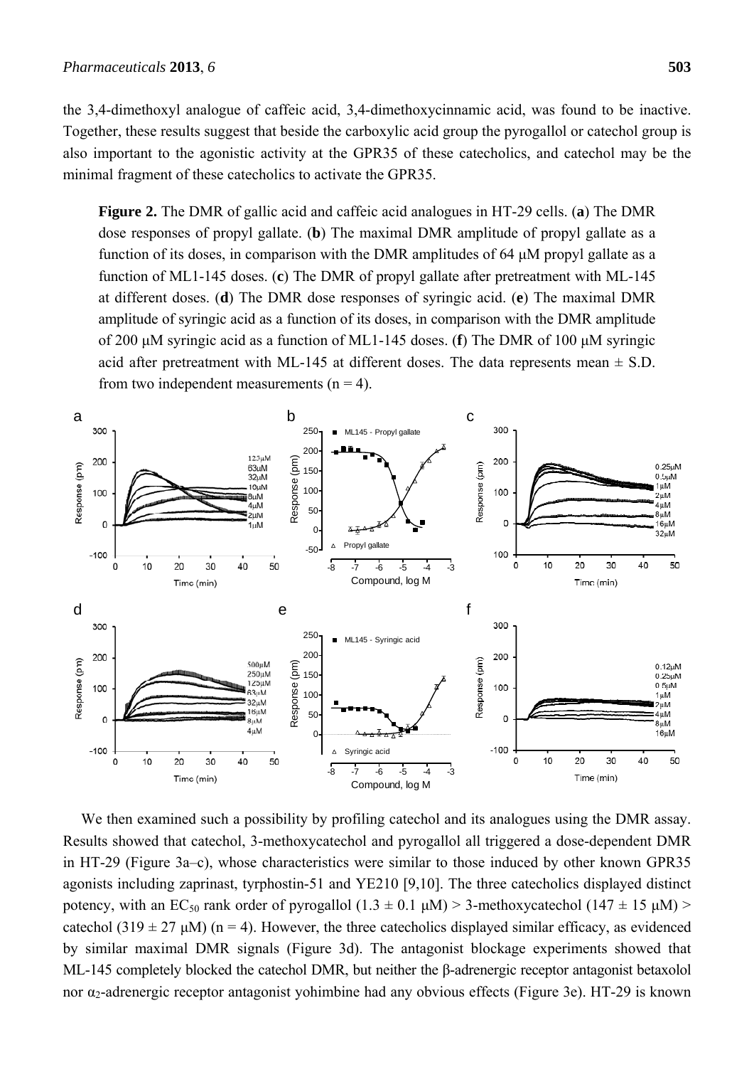the 3,4-dimethoxyl analogue of caffeic acid, 3,4-dimethoxycinnamic acid, was found to be inactive. Together, these results suggest that beside the carboxylic acid group the pyrogallol or catechol group is also important to the agonistic activity at the GPR35 of these catecholics, and catechol may be the minimal fragment of these catecholics to activate the GPR35.

**Figure 2.** The DMR of gallic acid and caffeic acid analogues in HT-29 cells. (**a**) The DMR dose responses of propyl gallate. (**b**) The maximal DMR amplitude of propyl gallate as a function of its doses, in comparison with the DMR amplitudes of 64 μM propyl gallate as a function of ML1-145 doses. (**c**) The DMR of propyl gallate after pretreatment with ML-145 at different doses. (**d**) The DMR dose responses of syringic acid. (**e**) The maximal DMR amplitude of syringic acid as a function of its doses, in comparison with the DMR amplitude of 200 μM syringic acid as a function of ML1-145 doses. (**f**) The DMR of 100 μM syringic acid after pretreatment with ML-145 at different doses. The data represents mean ± S.D. from two independent measurements (n = 4).

We then examined such a possibility by profiling catechol and its analogues using the DMR assay. Results showed that catechol, 3-methoxycatechol and pyrogallol all triggered a dose-dependent DMR in HT-29 (Figure 3a–c), whose characteristics were similar to those induced by other known GPR35 agonists including zaprinast, tyrphostin-51 and YE210 [9,10]. The three catecholics displayed distinct potency, with an $EC_{50}$ rank order of pyrogallol (1.3 ± 0.1 μM) > 3-methoxycatechol (147 ± 15 μM) > catechol (319 ± 27 μM) (n = 4). However, the three catecholics displayed similar efficacy, as evidenced by similar maximal DMR signals (Figure 3d). The antagonist blockage experiments showed that ML-145 completely blocked the catechol DMR, but neither the β-adrenergic receptor antagonist betaxolol nor $\alpha_2$-adrenergic receptor antagonist yohimbine had any obvious effects (Figure 3e). HT-29 is known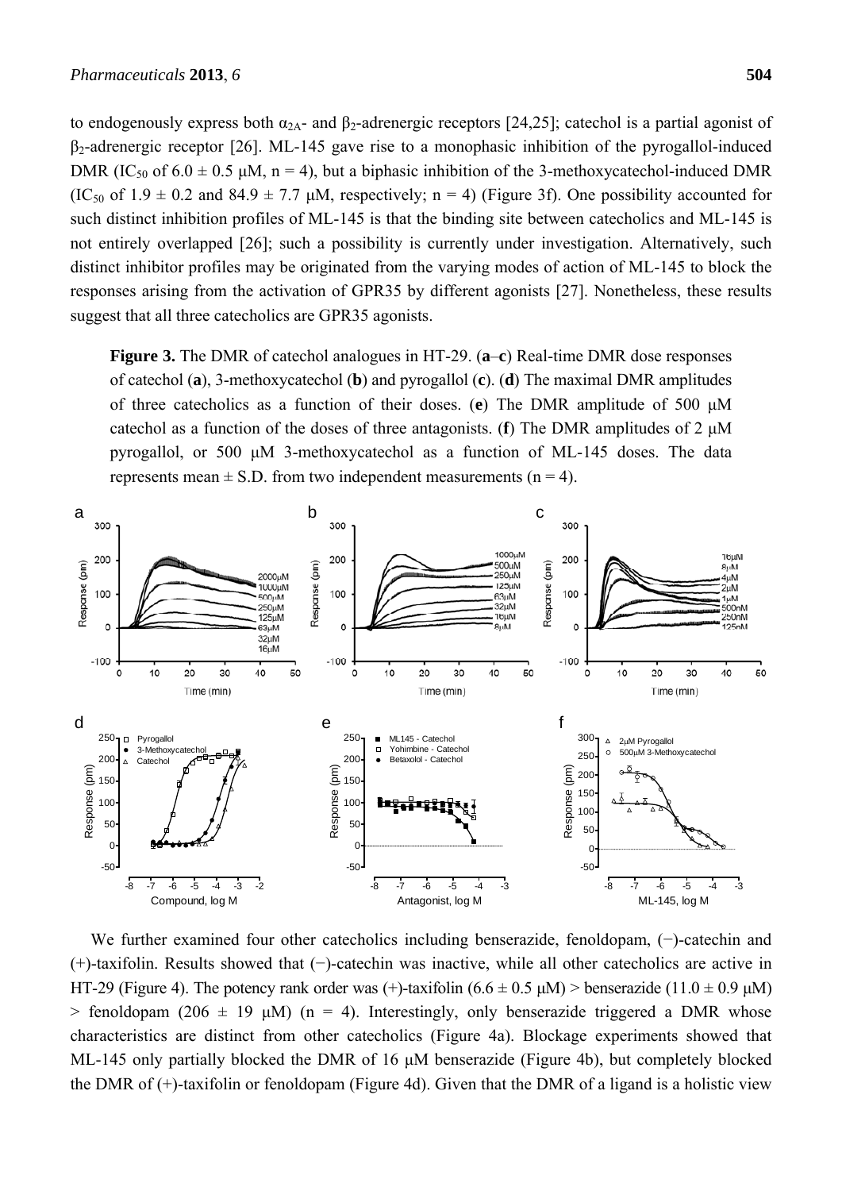to endogenously express both $\alpha_{2A}$- and $\beta_2$-adrenergic receptors [24,25]; catechol is a partial agonist of $\beta_2$-adrenergic receptor [26]. ML-145 gave rise to a monophasic inhibition of the pyrogallol-induced DMR ($IC_{50}$ of 6.0 ± 0.5 μM, n = 4), but a biphasic inhibition of the 3-methoxycatechol-induced DMR ($IC_{50}$ of 1.9 ± 0.2 and 84.9 ± 7.7 μM, respectively; n = 4) (Figure 3f). One possibility accounted for such distinct inhibition profiles of ML-145 is that the binding site between catecholics and ML-145 is not entirely overlapped [26]; such a possibility is currently under investigation. Alternatively, such distinct inhibitor profiles may be originated from the varying modes of action of ML-145 to block the responses arising from the activation of GPR35 by different agonists [27]. Nonetheless, these results suggest that all three catecholics are GPR35 agonists.

**Figure 3.** The DMR of catechol analogues in HT-29. (**a**–**c**) Real-time DMR dose responses of catechol (**a**), 3-methoxycatechol (**b**) and pyrogallol (**c**). (**d**) The maximal DMR amplitudes of three catecholics as a function of their doses. (**e**) The DMR amplitude of 500 μM catechol as a function of the doses of three antagonists. (**f**) The DMR amplitudes of 2 μM pyrogallol, or 500 μM 3-methoxycatechol as a function of ML-145 doses. The data represents mean ± S.D. from two independent measurements (n = 4).

We further examined four other catecholics including benserazide, fenoldopam, (−)-catechin and (+)-taxifolin. Results showed that (−)-catechin was inactive, while all other catecholics are active in HT-29 (Figure 4). The potency rank order was (+)-taxifolin (6.6 ± 0.5 μM) > benserazide (11.0 ± 0.9 μM) > fenoldopam (206 ± 19 μM) (n = 4). Interestingly, only benserazide triggered a DMR whose characteristics are distinct from other catecholics (Figure 4a). Blockage experiments showed that ML-145 only partially blocked the DMR of 16 μM benserazide (Figure 4b), but completely blocked the DMR of (+)-taxifolin or fenoldopam (Figure 4d). Given that the DMR of a ligand is a holistic view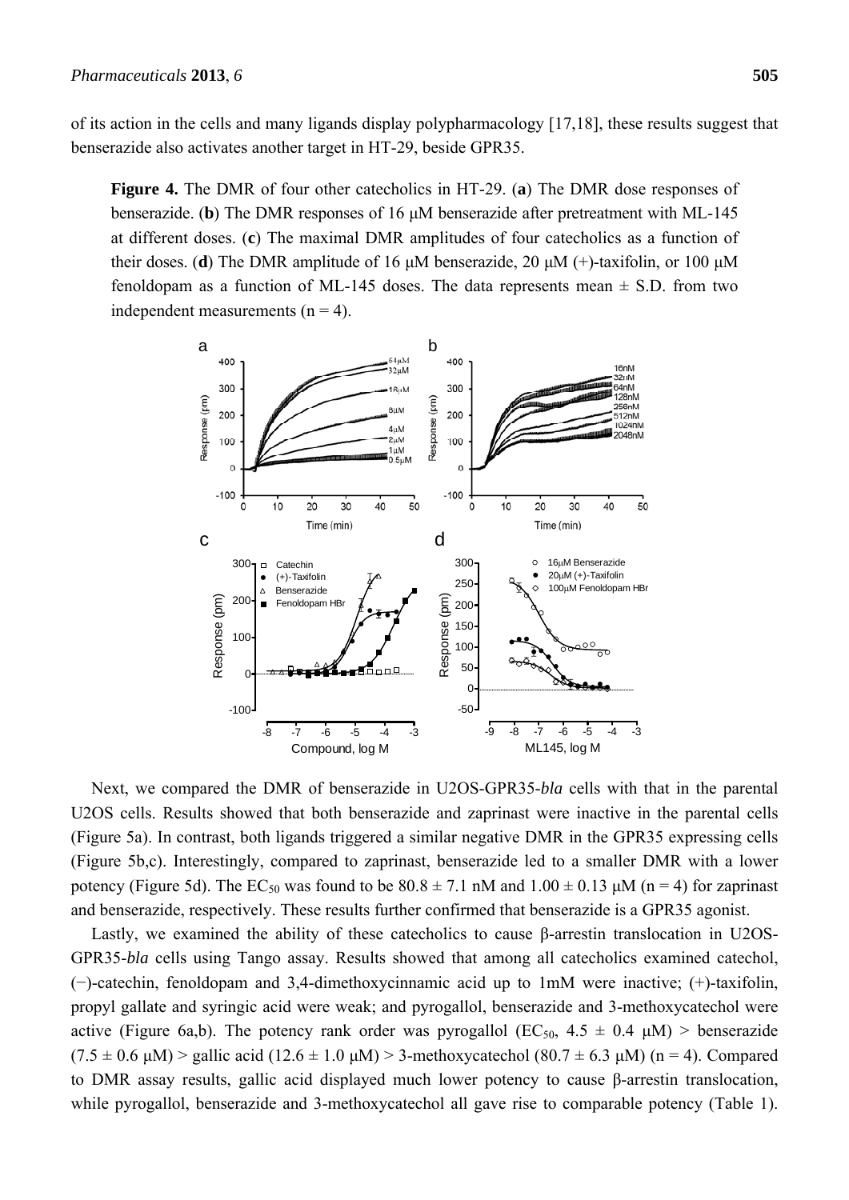of its action in the cells and many ligands display polypharmacology [17,18], these results suggest that benserazide also activates another target in HT-29, beside GPR35.

**Figure 4.** The DMR of four other catecholics in HT-29. (**a**) The DMR dose responses of benserazide. (**b**) The DMR responses of 16 μM benserazide after pretreatment with ML-145 at different doses. (**c**) The maximal DMR amplitudes of four catecholics as a function of their doses. (**d**) The DMR amplitude of 16 μM benserazide, 20 μM (+)-taxifolin, or 100 μM fenoldopam as a function of ML-145 doses. The data represents mean ± S.D. from two independent measurements (n = 4).

Next, we compared the DMR of benserazide in U2OS-GPR35-*bla* cells with that in the parental U2OS cells. Results showed that both benserazide and zaprinast were inactive in the parental cells (Figure 5a). In contrast, both ligands triggered a similar negative DMR in the GPR35 expressing cells (Figure 5b,c). Interestingly, compared to zaprinast, benserazide led to a smaller DMR with a lower potency (Figure 5d). The $EC_{50}$ was found to be 80.8 ± 7.1 nM and 1.00 ± 0.13 μM (n = 4) for zaprinast and benserazide, respectively. These results further confirmed that benserazide is a GPR35 agonist.

Lastly, we examined the ability of these catecholics to cause β-arrestin translocation in U2OS-GPR35-*bla* cells using Tango assay. Results showed that among all catecholics examined catechol, (−)-catechin, fenoldopam and 3,4-dimethoxycinnamic acid up to 1mM were inactive; (+)-taxifolin, propyl gallate and syringic acid were weak; and pyrogallol, benserazide and 3-methoxycatechol were active (Figure 6a,b). The potency rank order was pyrogallol ($EC_{50}$, 4.5 ± 0.4 μM) > benserazide (7.5 ± 0.6 μM) > gallic acid (12.6 ± 1.0 μM) > 3-methoxycatechol (80.7 ± 6.3 μM) (n = 4). Compared to DMR assay results, gallic acid displayed much lower potency to cause β-arrestin translocation, while pyrogallol, benserazide and 3-methoxycatechol all gave rise to comparable potency (Table 1).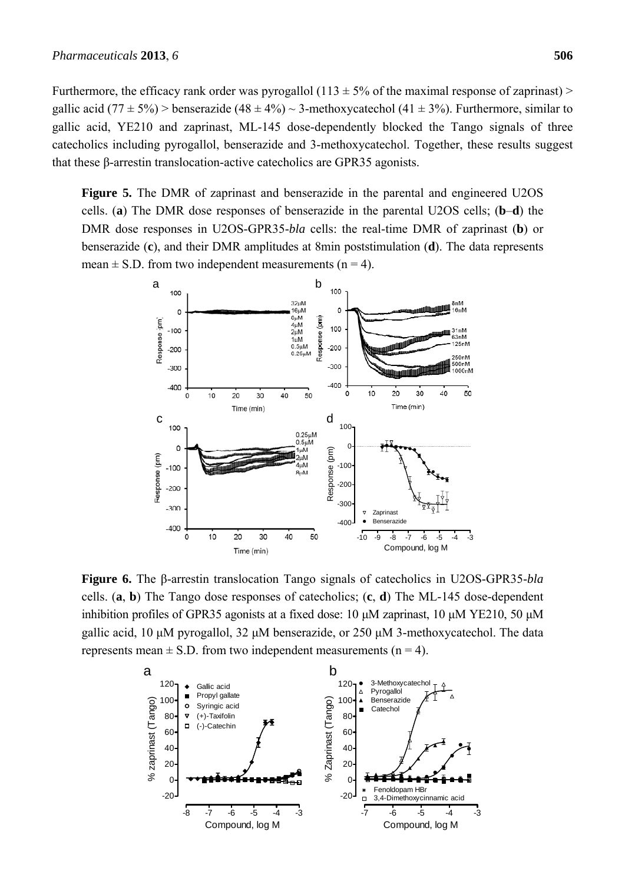Furthermore, the efficacy rank order was pyrogallol (113 ± 5% of the maximal response of zaprinast) > gallic acid (77 ± 5%) > benserazide (48 ± 4%) ~ 3-methoxycatechol (41 ± 3%). Furthermore, similar to gallic acid, YE210 and zaprinast, ML-145 dose-dependently blocked the Tango signals of three catecholics including pyrogallol, benserazide and 3-methoxycatechol. Together, these results suggest that these β-arrestin translocation-active catecholics are GPR35 agonists.

**Figure 5.** The DMR of zaprinast and benserazide in the parental and engineered U2OS cells. (**a**) The DMR dose responses of benserazide in the parental U2OS cells; (**b**–**d**) the DMR dose responses in U2OS-GPR35-*bla* cells: the real-time DMR of zaprinast (**b**) or benserazide (**c**), and their DMR amplitudes at 8min poststimulation (**d**). The data represents mean ± S.D. from two independent measurements (n = 4).

**Figure 6.** The β-arrestin translocation Tango signals of catecholics in U2OS-GPR35-*bla* cells. (**a**, **b**) The Tango dose responses of catecholics; (**c**, **d**) The ML-145 dose-dependent inhibition profiles of GPR35 agonists at a fixed dose: 10 μM zaprinast, 10 μM YE210, 50 μM gallic acid, 10 μM pyrogallol, 32 μM benserazide, or 250 μM 3-methoxycatechol. The data represents mean ± S.D. from two independent measurements (n = 4).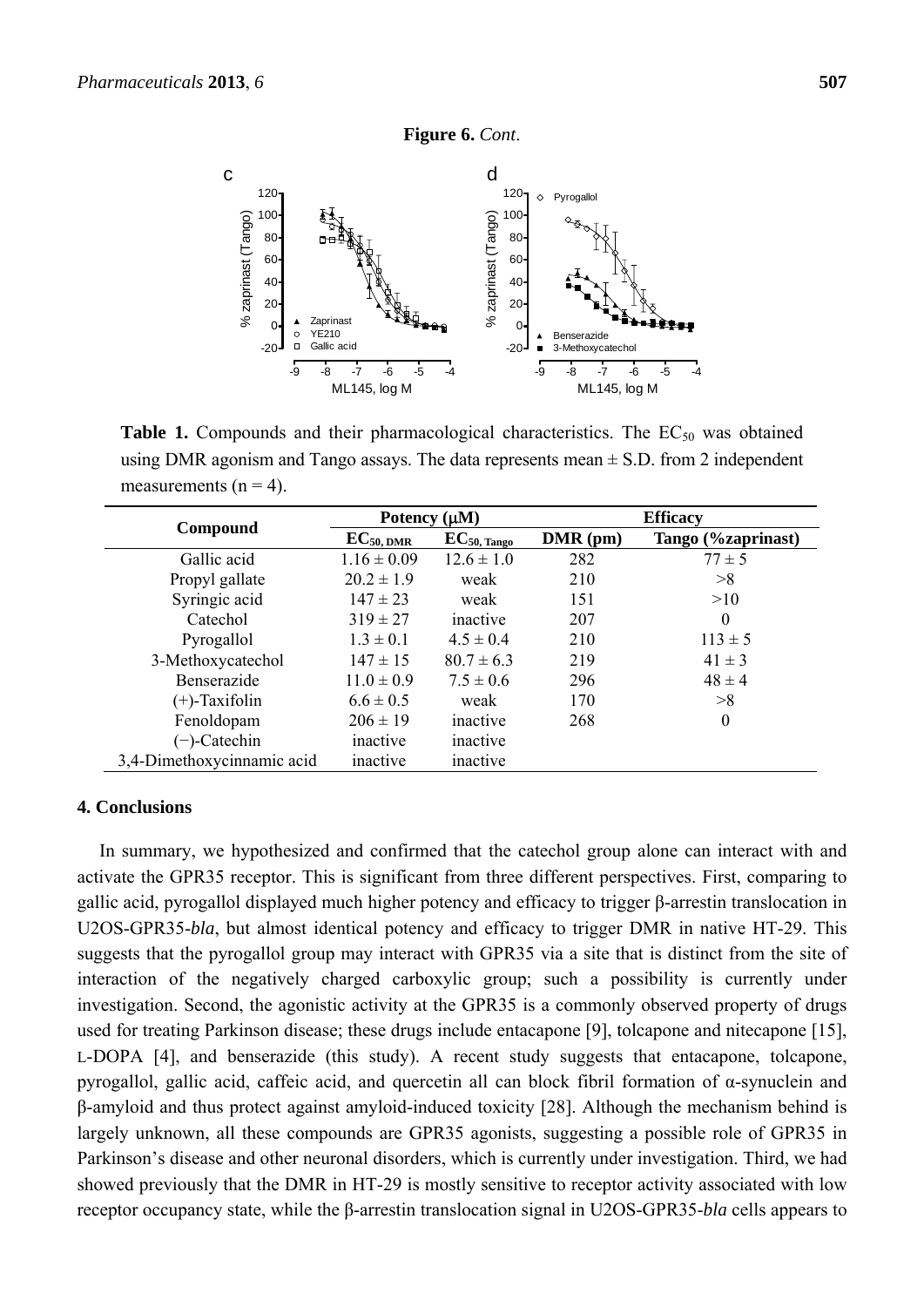**Figure 6.** *Cont*.

**Table 1.** Compounds and their pharmacological characteristics. The $EC_{50}$ was obtained using DMR agonism and Tango assays. The data represents mean ± S.D. from 2 independent measurements (n = 4).

| Compound | Potency (μM) | | Efficacy | |
|---|---|---|---|---|
| | $EC_{50, DMR}$ | $EC_{50, Tango}$ | DMR (pm) | Tango (%zaprinast) |
| Gallic acid | 1.16 ± 0.09 | 12.6 ± 1.0 | 282 | 77 ± 5 |
| Propyl gallate | 20.2 ± 1.9 | weak | 210 | >8 |
| Syringic acid | 147 ± 23 | weak | 151 | >10 |
| Catechol | 319 ± 27 | inactive | 207 | 0 |
| Pyrogallol | 1.3 ± 0.1 | 4.5 ± 0.4 | 210 | 113 ± 5 |
| 3-Methoxycatechol | 147 ± 15 | 80.7 ± 6.3 | 219 | 41 ± 3 |
| Benserazide | 11.0 ± 0.9 | 7.5 ± 0.6 | 296 | 48 ± 4 |
| (+)-Taxifolin | 6.6 ± 0.5 | weak | 170 | >8 |
| Fenoldopam | 206 ± 19 | inactive | 268 | 0 |
| (−)-Catechin | inactive | inactive | | |
| 3,4-Dimethoxycinnamic acid | inactive | inactive | | |

## 4. Conclusions

In summary, we hypothesized and confirmed that the catechol group alone can interact with and activate the GPR35 receptor. This is significant from three different perspectives. First, comparing to gallic acid, pyrogallol displayed much higher potency and efficacy to trigger β-arrestin translocation in U2OS-GPR35-*bla*, but almost identical potency and efficacy to trigger DMR in native HT-29. This suggests that the pyrogallol group may interact with GPR35 via a site that is distinct from the site of interaction of the negatively charged carboxylic group; such a possibility is currently under investigation. Second, the agonistic activity at the GPR35 is a commonly observed property of drugs used for treating Parkinson disease; these drugs include entacapone [9], tolcapone and nitecapone [15], L-DOPA [4], and benserazide (this study). A recent study suggests that entacapone, tolcapone, pyrogallol, gallic acid, caffeic acid, and quercetin all can block fibril formation of α-synuclein and β-amyloid and thus protect against amyloid-induced toxicity [28]. Although the mechanism behind is largely unknown, all these compounds are GPR35 agonists, suggesting a possible role of GPR35 in Parkinson's disease and other neuronal disorders, which is currently under investigation. Third, we had showed previously that the DMR in HT-29 is mostly sensitive to receptor activity associated with low receptor occupancy state, while the β-arrestin translocation signal in U2OS-GPR35-*bla* cells appears to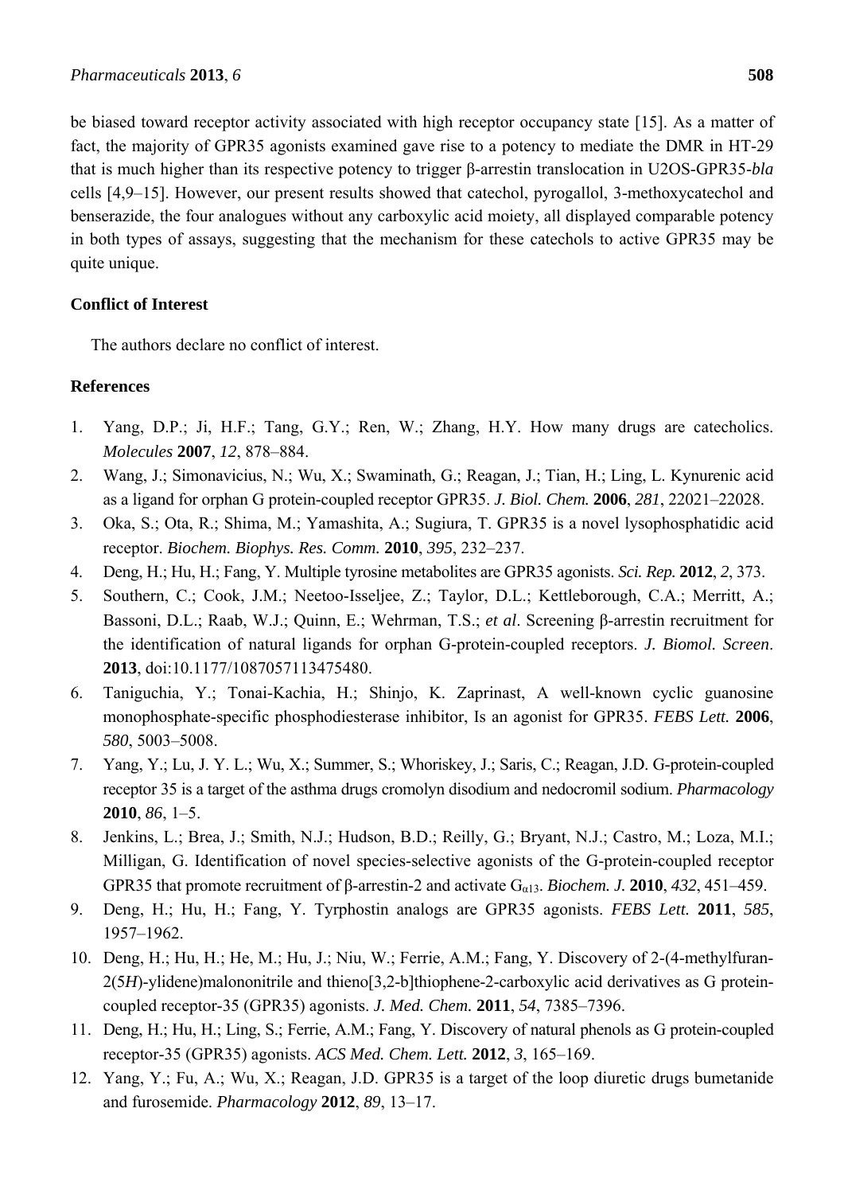be biased toward receptor activity associated with high receptor occupancy state [15]. As a matter of fact, the majority of GPR35 agonists examined gave rise to a potency to mediate the DMR in HT-29 that is much higher than its respective potency to trigger β-arrestin translocation in U2OS-GPR35-*bla* cells [4,9–15]. However, our present results showed that catechol, pyrogallol, 3-methoxycatechol and benserazide, the four analogues without any carboxylic acid moiety, all displayed comparable potency in both types of assays, suggesting that the mechanism for these catechols to active GPR35 may be quite unique.

## Conflict of Interest

The authors declare no conflict of interest.

## References

1. Yang, D.P.; Ji, H.F.; Tang, G.Y.; Ren, W.; Zhang, H.Y. How many drugs are catecholics. *Molecules* **2007**, *12*, 878–884.
2. Wang, J.; Simonavicius, N.; Wu, X.; Swaminath, G.; Reagan, J.; Tian, H.; Ling, L. Kynurenic acid as a ligand for orphan G protein-coupled receptor GPR35. *J. Biol. Chem.* **2006**, *281*, 22021–22028.
3. Oka, S.; Ota, R.; Shima, M.; Yamashita, A.; Sugiura, T. GPR35 is a novel lysophosphatidic acid receptor. *Biochem. Biophys. Res. Comm.* **2010**, *395*, 232–237.
4. Deng, H.; Hu, H.; Fang, Y. Multiple tyrosine metabolites are GPR35 agonists. *Sci. Rep.* **2012**, *2*, 373.
5. Southern, C.; Cook, J.M.; Neetoo-Isseljee, Z.; Taylor, D.L.; Kettleborough, C.A.; Merritt, A.; Bassoni, D.L.; Raab, W.J.; Quinn, E.; Wehrman, T.S.; *et al*. Screening β-arrestin recruitment for the identification of natural ligands for orphan G-protein-coupled receptors. *J. Biomol. Screen*. **2013**, doi:10.1177/1087057113475480.
6. Taniguchia, Y.; Tonai-Kachia, H.; Shinjo, K. Zaprinast, A well-known cyclic guanosine monophosphate-specific phosphodiesterase inhibitor, Is an agonist for GPR35. *FEBS Lett.* **2006**, *580*, 5003–5008.
7. Yang, Y.; Lu, J. Y. L.; Wu, X.; Summer, S.; Whoriskey, J.; Saris, C.; Reagan, J.D. G-protein-coupled receptor 35 is a target of the asthma drugs cromolyn disodium and nedocromil sodium. *Pharmacology* **2010**, *86*, 1–5.
8. Jenkins, L.; Brea, J.; Smith, N.J.; Hudson, B.D.; Reilly, G.; Bryant, N.J.; Castro, M.; Loza, M.I.; Milligan, G. Identification of novel species-selective agonists of the G-protein-coupled receptor GPR35 that promote recruitment of β-arrestin-2 and activate $G_{\alpha13}$. *Biochem. J.* **2010**, *432*, 451–459.
9. Deng, H.; Hu, H.; Fang, Y. Tyrphostin analogs are GPR35 agonists. *FEBS Lett.* **2011**, *585*, 1957–1962.
10. Deng, H.; Hu, H.; He, M.; Hu, J.; Niu, W.; Ferrie, A.M.; Fang, Y. Discovery of 2-(4-methylfuran-2(5*H*)-ylidene)malononitrile and thieno[3,2-b]thiophene-2-carboxylic acid derivatives as G protein-coupled receptor-35 (GPR35) agonists. *J. Med. Chem.* **2011**, *54*, 7385–7396.
11. Deng, H.; Hu, H.; Ling, S.; Ferrie, A.M.; Fang, Y. Discovery of natural phenols as G protein-coupled receptor-35 (GPR35) agonists. *ACS Med. Chem. Lett.* **2012**, *3*, 165–169.
12. Yang, Y.; Fu, A.; Wu, X.; Reagan, J.D. GPR35 is a target of the loop diuretic drugs bumetanide and furosemide. *Pharmacology* **2012**, *89*, 13–17.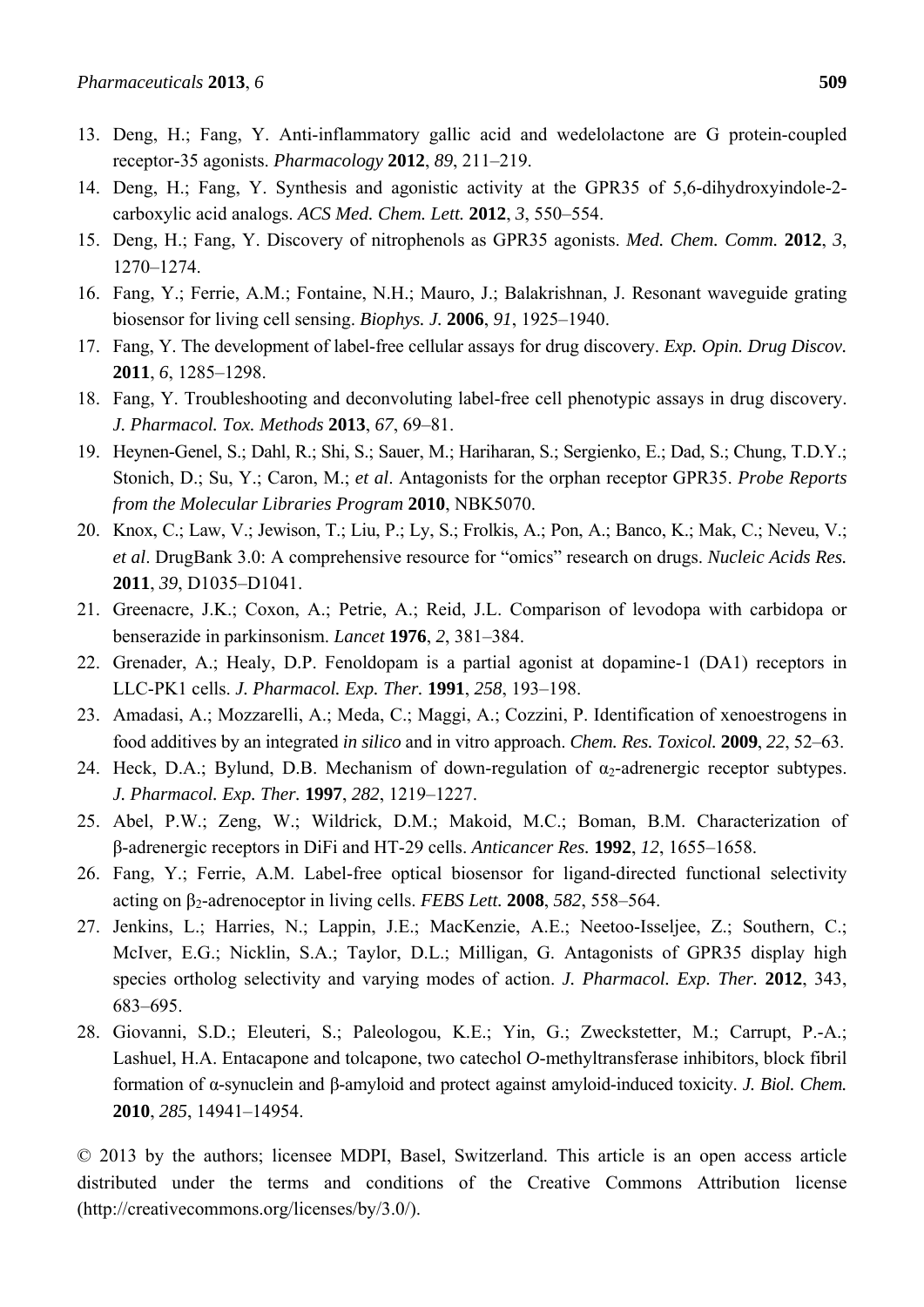13. Deng, H.; Fang, Y. Anti-inflammatory gallic acid and wedelolactone are G protein-coupled receptor-35 agonists. *Pharmacology* **2012**, *89*, 211–219.
14. Deng, H.; Fang, Y. Synthesis and agonistic activity at the GPR35 of 5,6-dihydroxyindole-2-carboxylic acid analogs. *ACS Med. Chem. Lett.* **2012**, *3*, 550–554.
15. Deng, H.; Fang, Y. Discovery of nitrophenols as GPR35 agonists. *Med. Chem. Comm.* **2012**, *3*, 1270–1274.
16. Fang, Y.; Ferrie, A.M.; Fontaine, N.H.; Mauro, J.; Balakrishnan, J. Resonant waveguide grating biosensor for living cell sensing. *Biophys. J.* **2006**, *91*, 1925–1940.
17. Fang, Y. The development of label-free cellular assays for drug discovery. *Exp. Opin. Drug Discov.* **2011**, *6*, 1285–1298.
18. Fang, Y. Troubleshooting and deconvoluting label-free cell phenotypic assays in drug discovery. *J. Pharmacol. Tox. Methods* **2013**, *67*, 69–81.
19. Heynen-Genel, S.; Dahl, R.; Shi, S.; Sauer, M.; Hariharan, S.; Sergienko, E.; Dad, S.; Chung, T.D.Y.; Stonich, D.; Su, Y.; Caron, M.; *et al*. Antagonists for the orphan receptor GPR35. *Probe Reports from the Molecular Libraries Program* **2010**, NBK5070.
20. Knox, C.; Law, V.; Jewison, T.; Liu, P.; Ly, S.; Frolkis, A.; Pon, A.; Banco, K.; Mak, C.; Neveu, V.; *et al*. DrugBank 3.0: A comprehensive resource for "omics" research on drugs. *Nucleic Acids Res.* **2011**, *39*, D1035–D1041.
21. Greenacre, J.K.; Coxon, A.; Petrie, A.; Reid, J.L. Comparison of levodopa with carbidopa or benserazide in parkinsonism. *Lancet* **1976**, *2*, 381–384.
22. Grenader, A.; Healy, D.P. Fenoldopam is a partial agonist at dopamine-1 (DA1) receptors in LLC-PK1 cells. *J. Pharmacol. Exp. Ther.* **1991**, *258*, 193–198.
23. Amadasi, A.; Mozzarelli, A.; Meda, C.; Maggi, A.; Cozzini, P. Identification of xenoestrogens in food additives by an integrated *in silico* and in vitro approach. *Chem. Res. Toxicol.* **2009**, *22*, 52–63.
24. Heck, D.A.; Bylund, D.B. Mechanism of down-regulation of $\alpha_2$-adrenergic receptor subtypes. *J. Pharmacol. Exp. Ther.* **1997**, *282*, 1219–1227.
25. Abel, P.W.; Zeng, W.; Wildrick, D.M.; Makoid, M.C.; Boman, B.M. Characterization of β-adrenergic receptors in DiFi and HT-29 cells. *Anticancer Res.* **1992**, *12*, 1655–1658.
26. Fang, Y.; Ferrie, A.M. Label-free optical biosensor for ligand-directed functional selectivity acting on $\beta_2$-adrenoceptor in living cells. *FEBS Lett.* **2008**, *582*, 558–564.
27. Jenkins, L.; Harries, N.; Lappin, J.E.; MacKenzie, A.E.; Neetoo-Isseljee, Z.; Southern, C.; McIver, E.G.; Nicklin, S.A.; Taylor, D.L.; Milligan, G. Antagonists of GPR35 display high species ortholog selectivity and varying modes of action. *J. Pharmacol. Exp. Ther.* **2012**, 343, 683–695.
28. Giovanni, S.D.; Eleuteri, S.; Paleologou, K.E.; Yin, G.; Zweckstetter, M.; Carrupt, P.-A.; Lashuel, H.A. Entacapone and tolcapone, two catechol *O*-methyltransferase inhibitors, block fibril formation of α-synuclein and β-amyloid and protect against amyloid-induced toxicity. *J. Biol. Chem.* **2010**, *285*, 14941–14954.

© 2013 by the authors; licensee MDPI, Basel, Switzerland. This article is an open access article distributed under the terms and conditions of the Creative Commons Attribution license (http://creativecommons.org/licenses/by/3.0/).